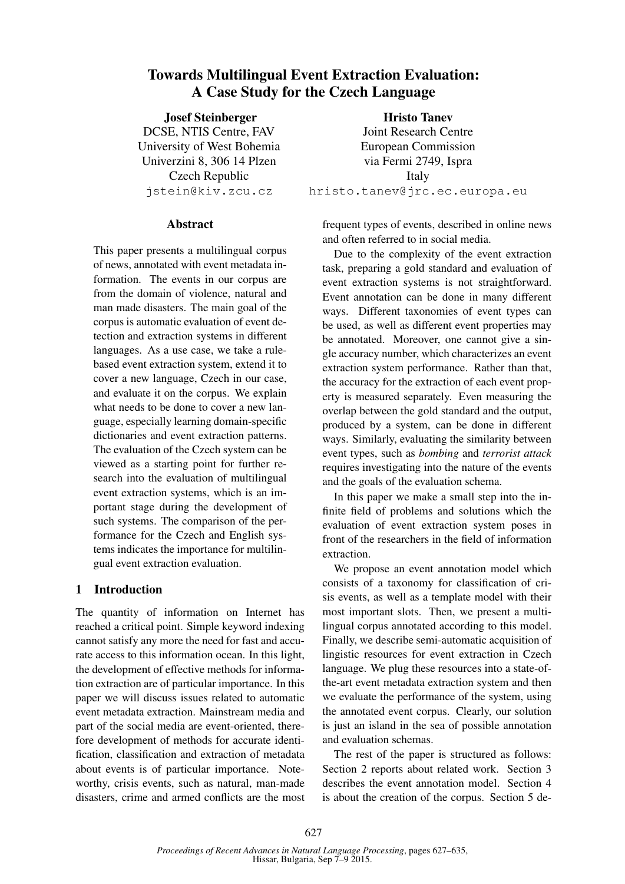# Towards Multilingual Event Extraction Evaluation: A Case Study for the Czech Language

**Josef Steinberger**
DCSE, NTIS Centre, FAV
University of West Bohemia
Univerzini 8, 306 14 Plzen
Czech Republic
jstein@kiv.zcu.cz

**Hristo Tanev**
Joint Research Centre
European Commission
via Fermi 2749, Ispra
Italy
hristo.tanev@jrc.ec.europa.eu

## Abstract

This paper presents a multilingual corpus of news, annotated with event metadata information. The events in our corpus are from the domain of violence, natural and man made disasters. The main goal of the corpus is automatic evaluation of event detection and extraction systems in different languages. As a use case, we take a rule-based event extraction system, extend it to cover a new language, Czech in our case, and evaluate it on the corpus. We explain what needs to be done to cover a new language, especially learning domain-specific dictionaries and event extraction patterns. The evaluation of the Czech system can be viewed as a starting point for further research into the evaluation of multilingual event extraction systems, which is an important stage during the development of such systems. The comparison of the performance for the Czech and English systems indicates the importance for multilingual event extraction evaluation.

## 1 Introduction

The quantity of information on Internet has reached a critical point. Simple keyword indexing cannot satisfy any more the need for fast and accurate access to this information ocean. In this light, the development of effective methods for information extraction are of particular importance. In this paper we will discuss issues related to automatic event metadata extraction. Mainstream media and part of the social media are event-oriented, therefore development of methods for accurate identification, classification and extraction of metadata about events is of particular importance. Noteworthy, crisis events, such as natural, man-made disasters, crime and armed conflicts are the most frequent types of events, described in online news and often referred to in social media.

Due to the complexity of the event extraction task, preparing a gold standard and evaluation of event extraction systems is not straightforward. Event annotation can be done in many different ways. Different taxonomies of event types can be used, as well as different event properties may be annotated. Moreover, one cannot give a single accuracy number, which characterizes an event extraction system performance. Rather than that, the accuracy for the extraction of each event property is measured separately. Even measuring the overlap between the gold standard and the output, produced by a system, can be done in different ways. Similarly, evaluating the similarity between event types, such as *bombing* and *terrorist attack* requires investigating into the nature of the events and the goals of the evaluation schema.

In this paper we make a small step into the infinite field of problems and solutions which the evaluation of event extraction system poses in front of the researchers in the field of information extraction.

We propose an event annotation model which consists of a taxonomy for classification of crisis events, as well as a template model with their most important slots. Then, we present a multilingual corpus annotated according to this model. Finally, we describe semi-automatic acquisition of lingistic resources for event extraction in Czech language. We plug these resources into a state-of-the-art event metadata extraction system and then we evaluate the performance of the system, using the annotated event corpus. Clearly, our solution is just an island in the sea of possible annotation and evaluation schemas.

The rest of the paper is structured as follows: Section 2 reports about related work. Section 3 describes the event annotation model. Section 4 is about the creation of the corpus. Section 5 de-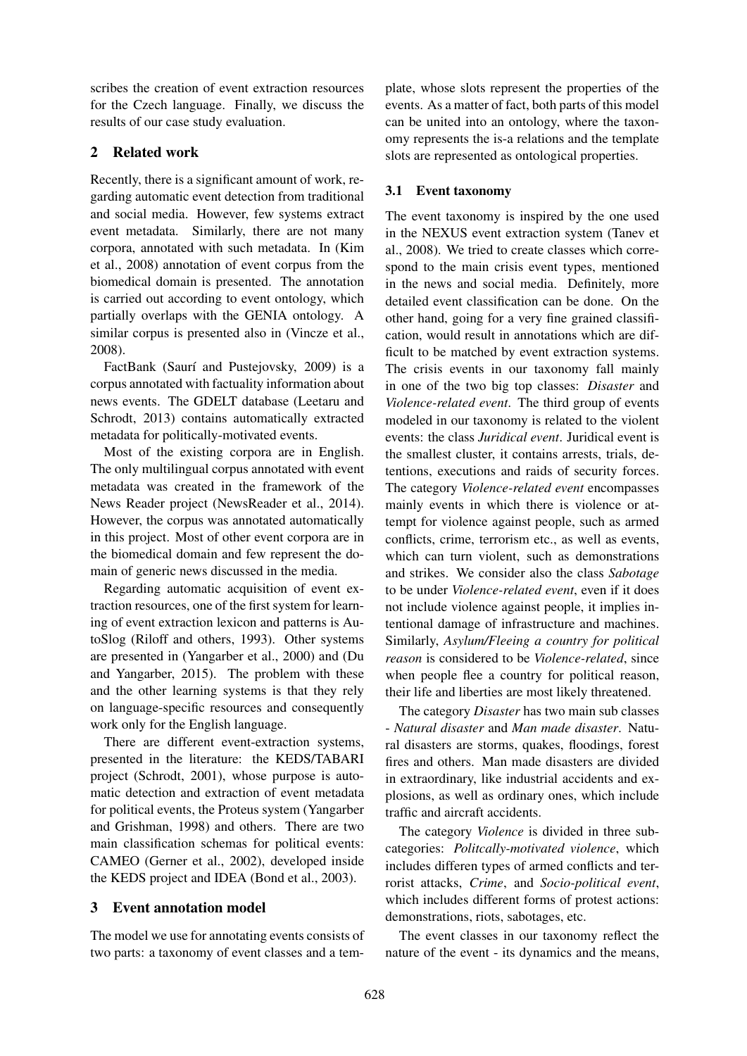scribes the creation of event extraction resources for the Czech language. Finally, we discuss the results of our case study evaluation.

## 2 Related work

Recently, there is a significant amount of work, regarding automatic event detection from traditional and social media. However, few systems extract event metadata. Similarly, there are not many corpora, annotated with such metadata. In (Kim et al., 2008) annotation of event corpus from the biomedical domain is presented. The annotation is carried out according to event ontology, which partially overlaps with the GENIA ontology. A similar corpus is presented also in (Vincze et al., 2008).

FactBank (Saurí and Pustejovsky, 2009) is a corpus annotated with factuality information about news events. The GDELT database (Leetaru and Schrodt, 2013) contains automatically extracted metadata for politically-motivated events.

Most of the existing corpora are in English. The only multilingual corpus annotated with event metadata was created in the framework of the News Reader project (NewsReader et al., 2014). However, the corpus was annotated automatically in this project. Most of other event corpora are in the biomedical domain and few represent the domain of generic news discussed in the media.

Regarding automatic acquisition of event extraction resources, one of the first system for learning of event extraction lexicon and patterns is AutoSlog (Riloff and others, 1993). Other systems are presented in (Yangarber et al., 2000) and (Du and Yangarber, 2015). The problem with these and the other learning systems is that they rely on language-specific resources and consequently work only for the English language.

There are different event-extraction systems, presented in the literature: the KEDS/TABARI project (Schrodt, 2001), whose purpose is automatic detection and extraction of event metadata for political events, the Proteus system (Yangarber and Grishman, 1998) and others. There are two main classification schemas for political events: CAMEO (Gerner et al., 2002), developed inside the KEDS project and IDEA (Bond et al., 2003).

## 3 Event annotation model

The model we use for annotating events consists of two parts: a taxonomy of event classes and a template, whose slots represent the properties of the events. As a matter of fact, both parts of this model can be united into an ontology, where the taxonomy represents the is-a relations and the template slots are represented as ontological properties.

### 3.1 Event taxonomy

The event taxonomy is inspired by the one used in the NEXUS event extraction system (Tanev et al., 2008). We tried to create classes which correspond to the main crisis event types, mentioned in the news and social media. Definitely, more detailed event classification can be done. On the other hand, going for a very fine grained classification, would result in annotations which are difficult to be matched by event extraction systems. The crisis events in our taxonomy fall mainly in one of the two big top classes: *Disaster* and *Violence-related event*. The third group of events modeled in our taxonomy is related to the violent events: the class *Juridical event*. Juridical event is the smallest cluster, it contains arrests, trials, detentions, executions and raids of security forces. The category *Violence-related event* encompasses mainly events in which there is violence or attempt for violence against people, such as armed conflicts, crime, terrorism etc., as well as events, which can turn violent, such as demonstrations and strikes. We consider also the class *Sabotage* to be under *Violence-related event*, even if it does not include violence against people, it implies intentional damage of infrastructure and machines. Similarly, *Asylum/Fleeing a country for political reason* is considered to be *Violence-related*, since when people flee a country for political reason, their life and liberties are most likely threatened.

The category *Disaster* has two main sub classes - *Natural disaster* and *Man made disaster*. Natural disasters are storms, quakes, floodings, forest fires and others. Man made disasters are divided in extraordinary, like industrial accidents and explosions, as well as ordinary ones, which include traffic and aircraft accidents.

The category *Violence* is divided in three subcategories: *Politcally-motivated violence*, which includes differen types of armed conflicts and terrorist attacks, *Crime*, and *Socio-political event*, which includes different forms of protest actions: demonstrations, riots, sabotages, etc.

The event classes in our taxonomy reflect the nature of the event - its dynamics and the means,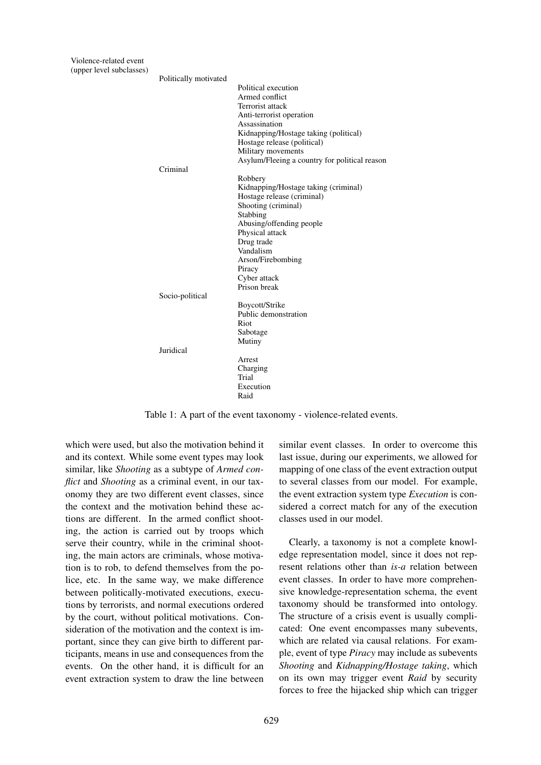| Violence-related event (upper level subclasses) | | |
|---|---|---|
| | Politically motivated | |
| | | Political execution |
| | | Armed conflict |
| | | Terrorist attack |
| | | Anti-terrorist operation |
| | | Assassination |
| | | Kidnapping/Hostage taking (political) |
| | | Hostage release (political) |
| | | Military movements |
| | | Asylum/Fleeing a country for political reason |
| | Criminal | |
| | | Robbery |
| | | Kidnapping/Hostage taking (criminal) |
| | | Hostage release (criminal) |
| | | Shooting (criminal) |
| | | Stabbing |
| | | Abusing/offending people |
| | | Physical attack |
| | | Drug trade |
| | | Vandalism |
| | | Arson/Firebombing |
| | | Piracy |
| | | Cyber attack |
| | | Prison break |
| | Socio-political | |
| | | Boycott/Strike |
| | | Public demonstration |
| | | Riot |
| | | Sabotage |
| | | Mutiny |
| | Juridical | |
| | | Arrest |
| | | Charging |
| | | Trial |
| | | Execution |
| | | Raid |

Table 1: A part of the event taxonomy - violence-related events.

which were used, but also the motivation behind it and its context. While some event types may look similar, like *Shooting* as a subtype of *Armed conflict* and *Shooting* as a criminal event, in our taxonomy they are two different event classes, since the context and the motivation behind these actions are different. In the armed conflict shooting, the action is carried out by troops which serve their country, while in the criminal shooting, the main actors are criminals, whose motivation is to rob, to defend themselves from the police, etc. In the same way, we make difference between politically-motivated executions, executions by terrorists, and normal executions ordered by the court, without political motivations. Consideration of the motivation and the context is important, since they can give birth to different participants, means in use and consequences from the events. On the other hand, it is difficult for an event extraction system to draw the line between similar event classes. In order to overcome this last issue, during our experiments, we allowed for mapping of one class of the event extraction output to several classes from our model. For example, the event extraction system type *Execution* is considered a correct match for any of the execution classes used in our model.

Clearly, a taxonomy is not a complete knowledge representation model, since it does not represent relations other than *is-a* relation between event classes. In order to have more comprehensive knowledge-representation schema, the event taxonomy should be transformed into ontology. The structure of a crisis event is usually complicated: One event encompasses many subevents, which are related via causal relations. For example, event of type *Piracy* may include as subevents *Shooting* and *Kidnapping/Hostage taking*, which on its own may trigger event *Raid* by security forces to free the hijacked ship which can trigger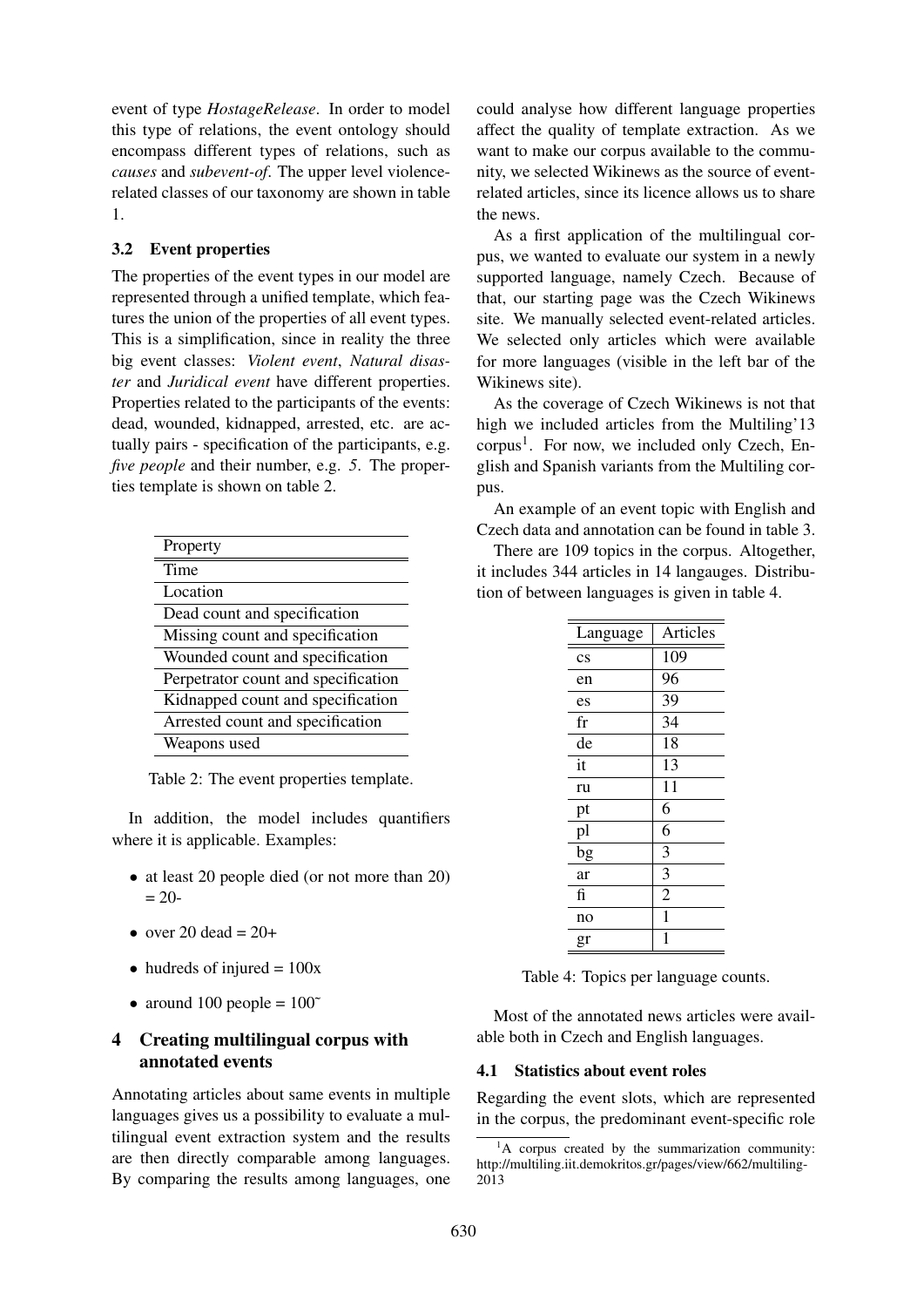event of type *HostageRelease*. In order to model this type of relations, the event ontology should encompass different types of relations, such as *causes* and *subevent-of*. The upper level violence-related classes of our taxonomy are shown in table 1.

### 3.2 Event properties

The properties of the event types in our model are represented through a unified template, which features the union of the properties of all event types. This is a simplification, since in reality the three big event classes: *Violent event*, *Natural disaster* and *Juridical event* have different properties. Properties related to the participants of the events: dead, wounded, kidnapped, arrested, etc. are actually pairs - specification of the participants, e.g. *five people* and their number, e.g. *5*. The properties template is shown on table 2.

| Property |
|---|
| Time |
| Location |
| Dead count and specification |
| Missing count and specification |
| Wounded count and specification |
| Perpetrator count and specification |
| Kidnapped count and specification |
| Arrested count and specification |
| Weapons used |

Table 2: The event properties template.

In addition, the model includes quantifiers where it is applicable. Examples:

- at least 20 people died (or not more than 20) = 20-
- over 20 dead = 20+
- hudreds of injured = 100x
- around 100 people = 100˜

## 4 Creating multilingual corpus with annotated events

Annotating articles about same events in multiple languages gives us a possibility to evaluate a multilingual event extraction system and the results are then directly comparable among languages. By comparing the results among languages, one could analyse how different language properties affect the quality of template extraction. As we want to make our corpus available to the community, we selected Wikinews as the source of event-related articles, since its licence allows us to share the news.

As a first application of the multilingual corpus, we wanted to evaluate our system in a newly supported language, namely Czech. Because of that, our starting page was the Czech Wikinews site. We manually selected event-related articles. We selected only articles which were available for more languages (visible in the left bar of the Wikinews site).

As the coverage of Czech Wikinews is not that high we included articles from the Multiling'13 corpus[1]. For now, we included only Czech, English and Spanish variants from the Multiling corpus.

An example of an event topic with English and Czech data and annotation can be found in table 3.

There are 109 topics in the corpus. Altogether, it includes 344 articles in 14 langauges. Distribution of between languages is given in table 4.

| Language | Articles |
|---|---|
| cs | 109 |
| en | 96 |
| es | 39 |
| fr | 34 |
| de | 18 |
| it | 13 |
| ru | 11 |
| pt | 6 |
| pl | 6 |
| bg | 3 |
| ar | 3 |
| fi | 2 |
| no | 1 |
| gr | 1 |

Table 4: Topics per language counts.

Most of the annotated news articles were available both in Czech and English languages.

### 4.1 Statistics about event roles

Regarding the event slots, which are represented in the corpus, the predominant event-specific role

[1] A corpus created by the summarization community: http://multiling.iit.demokritos.gr/pages/view/662/multiling-2013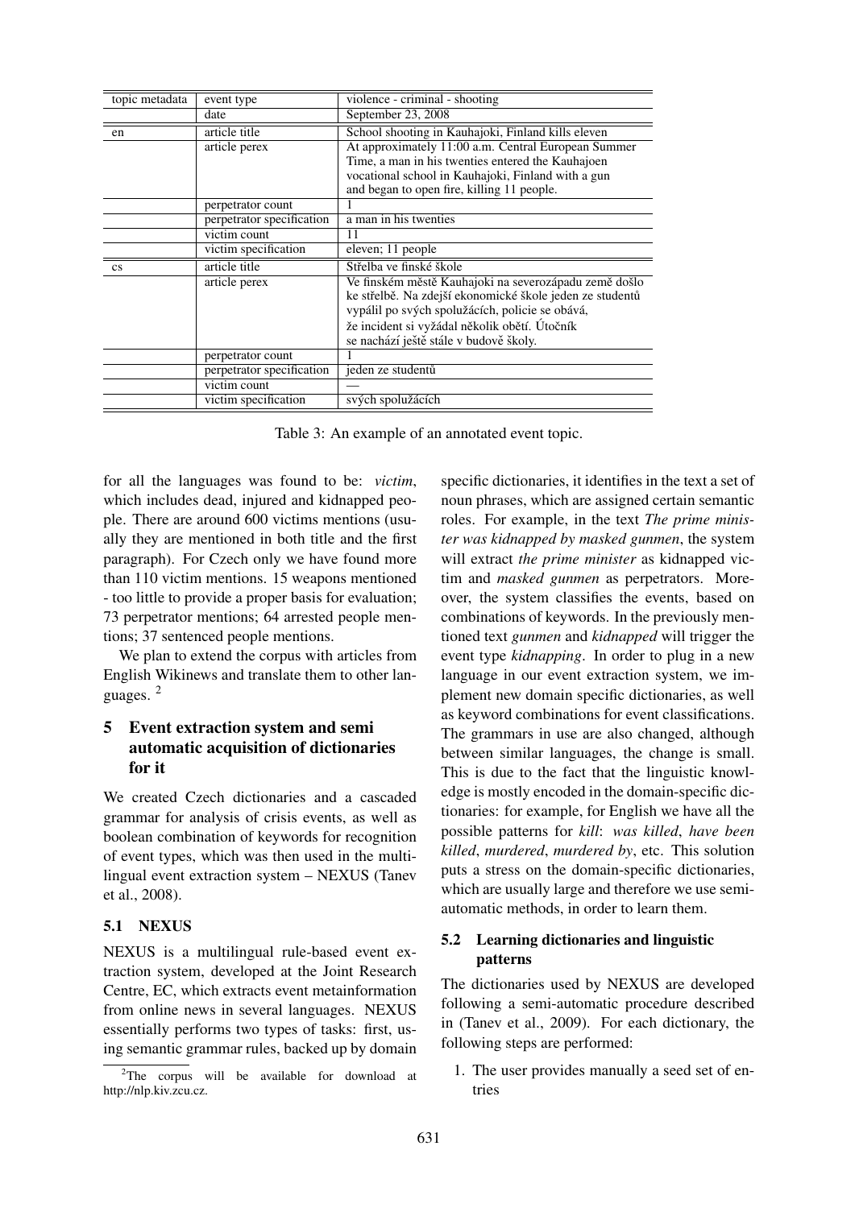| topic metadata | event type | violence - criminal - shooting |
|---|---|---|
| | date | September 23, 2008 |
| en | article title | School shooting in Kauhajoki, Finland kills eleven |
| | article perex | At approximately 11:00 a.m. Central European Summer Time, a man in his twenties entered the Kauhajoen vocational school in Kauhajoki, Finland with a gun and began to open fire, killing 11 people. |
| | perpetrator count | 1 |
| | perpetrator specification | a man in his twenties |
| | victim count | 11 |
| | victim specification | eleven; 11 people |
| cs | article title | Střelba ve finské škole |
| | article perex | Ve finském městě Kauhajoki na severozápadu země došlo ke střelbě. Na zdejší ekonomické škole jeden ze studentů vypálil po svých spolužácích, policie se obává, že incident si vyžádal několik obětí. Útočník se nachází ještě stále v budově školy. |
| | perpetrator count | 1 |
| | perpetrator specification | jeden ze studentů |
| | victim count | — |
| | victim specification | svých spolužácích |

Table 3: An example of an annotated event topic.

for all the languages was found to be: *victim*, which includes dead, injured and kidnapped people. There are around 600 victims mentions (usually they are mentioned in both title and the first paragraph). For Czech only we have found more than 110 victim mentions. 15 weapons mentioned - too little to provide a proper basis for evaluation; 73 perpetrator mentions; 64 arrested people mentions; 37 sentenced people mentions.

We plan to extend the corpus with articles from English Wikinews and translate them to other languages. [2]

## 5 Event extraction system and semi automatic acquisition of dictionaries for it

We created Czech dictionaries and a cascaded grammar for analysis of crisis events, as well as boolean combination of keywords for recognition of event types, which was then used in the multilingual event extraction system – NEXUS (Tanev et al., 2008).

### 5.1 NEXUS

NEXUS is a multilingual rule-based event extraction system, developed at the Joint Research Centre, EC, which extracts event metainformation from online news in several languages. NEXUS essentially performs two types of tasks: first, using semantic grammar rules, backed up by domain specific dictionaries, it identifies in the text a set of noun phrases, which are assigned certain semantic roles. For example, in the text *The prime minister was kidnapped by masked gunmen*, the system will extract *the prime minister* as kidnapped victim and *masked gunmen* as perpetrators. Moreover, the system classifies the events, based on combinations of keywords. In the previously mentioned text *gunmen* and *kidnapped* will trigger the event type *kidnapping*. In order to plug in a new language in our event extraction system, we implement new domain specific dictionaries, as well as keyword combinations for event classifications. The grammars in use are also changed, although between similar languages, the change is small. This is due to the fact that the linguistic knowledge is mostly encoded in the domain-specific dictionaries: for example, for English we have all the possible patterns for *kill*: *was killed*, *have been killed*, *murdered*, *murdered by*, etc. This solution puts a stress on the domain-specific dictionaries, which are usually large and therefore we use semi-automatic methods, in order to learn them.

### 5.2 Learning dictionaries and linguistic patterns

The dictionaries used by NEXUS are developed following a semi-automatic procedure described in (Tanev et al., 2009). For each dictionary, the following steps are performed:

1. The user provides manually a seed set of entries

[2]The corpus will be available for download at http://nlp.kiv.zcu.cz.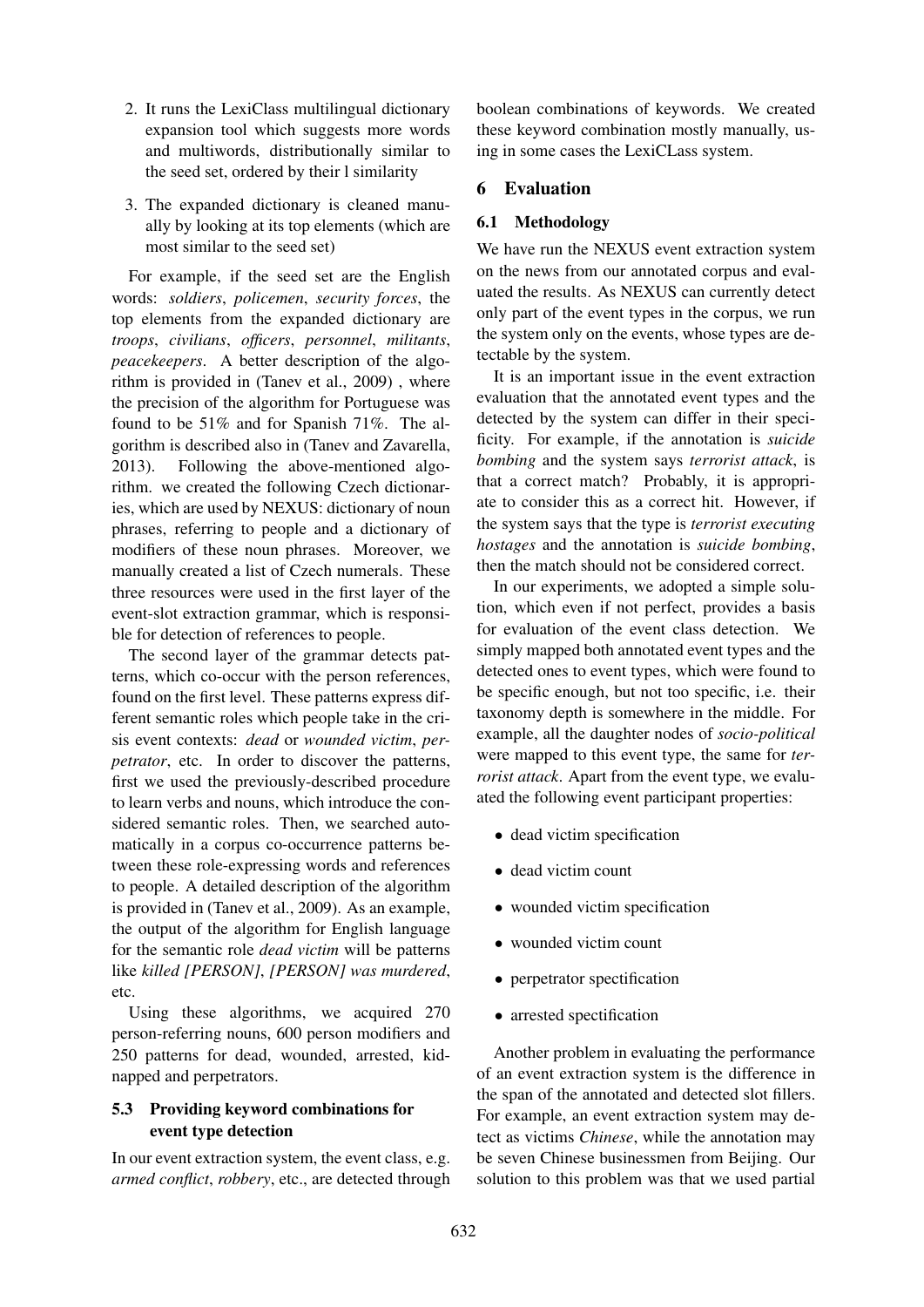2. It runs the LexiClass multilingual dictionary expansion tool which suggests more words and multiwords, distributionally similar to the seed set, ordered by their l similarity
3. The expanded dictionary is cleaned manually by looking at its top elements (which are most similar to the seed set)

For example, if the seed set are the English words: *soldiers*, *policemen*, *security forces*, the top elements from the expanded dictionary are *troops*, *civilians*, *officers*, *personnel*, *militants*, *peacekeepers*. A better description of the algorithm is provided in (Tanev et al., 2009) , where the precision of the algorithm for Portuguese was found to be 51% and for Spanish 71%. The algorithm is described also in (Tanev and Zavarella, 2013). Following the above-mentioned algorithm. we created the following Czech dictionaries, which are used by NEXUS: dictionary of noun phrases, referring to people and a dictionary of modifiers of these noun phrases. Moreover, we manually created a list of Czech numerals. These three resources were used in the first layer of the event-slot extraction grammar, which is responsible for detection of references to people.

The second layer of the grammar detects patterns, which co-occur with the person references, found on the first level. These patterns express different semantic roles which people take in the crisis event contexts: *dead* or *wounded victim*, *perpetrator*, etc. In order to discover the patterns, first we used the previously-described procedure to learn verbs and nouns, which introduce the considered semantic roles. Then, we searched automatically in a corpus co-occurrence patterns between these role-expressing words and references to people. A detailed description of the algorithm is provided in (Tanev et al., 2009). As an example, the output of the algorithm for English language for the semantic role *dead victim* will be patterns like *killed [PERSON]*, *[PERSON] was murdered*, etc.

Using these algorithms, we acquired 270 person-referring nouns, 600 person modifiers and 250 patterns for dead, wounded, arrested, kidnapped and perpetrators.

### 5.3 Providing keyword combinations for event type detection

In our event extraction system, the event class, e.g. *armed conflict*, *robbery*, etc., are detected through boolean combinations of keywords. We created these keyword combination mostly manually, using in some cases the LexiCLass system.

## 6 Evaluation

### 6.1 Methodology

We have run the NEXUS event extraction system on the news from our annotated corpus and evaluated the results. As NEXUS can currently detect only part of the event types in the corpus, we run the system only on the events, whose types are detectable by the system.

It is an important issue in the event extraction evaluation that the annotated event types and the detected by the system can differ in their specificity. For example, if the annotation is *suicide bombing* and the system says *terrorist attack*, is that a correct match? Probably, it is appropriate to consider this as a correct hit. However, if the system says that the type is *terrorist executing hostages* and the annotation is *suicide bombing*, then the match should not be considered correct.

In our experiments, we adopted a simple solution, which even if not perfect, provides a basis for evaluation of the event class detection. We simply mapped both annotated event types and the detected ones to event types, which were found to be specific enough, but not too specific, i.e. their taxonomy depth is somewhere in the middle. For example, all the daughter nodes of *socio-political* were mapped to this event type, the same for *terrorist attack*. Apart from the event type, we evaluated the following event participant properties:

- dead victim specification
- dead victim count
- wounded victim specification
- wounded victim count
- perpetrator spectification
- arrested spectification

Another problem in evaluating the performance of an event extraction system is the difference in the span of the annotated and detected slot fillers. For example, an event extraction system may detect as victims *Chinese*, while the annotation may be seven Chinese businessmen from Beijing. Our solution to this problem was that we used partial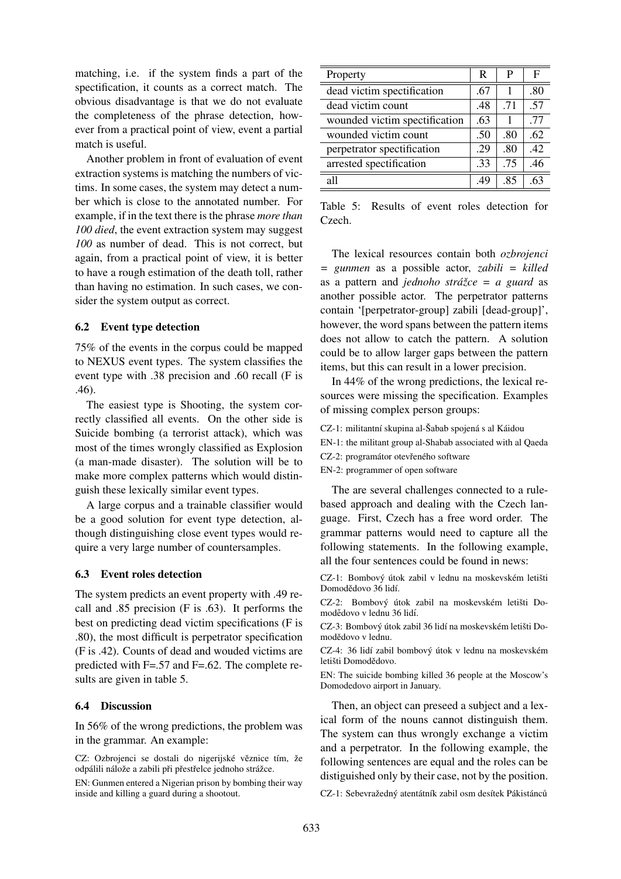matching, i.e. if the system finds a part of the specification, it counts as a correct match. The obvious disadvantage is that we do not evaluate the completeness of the phrase detection, however from a practical point of view, event a partial match is useful.

Another problem in front of evaluation of event extraction systems is matching the numbers of victims. In some cases, the system may detect a number which is close to the annotated number. For example, if in the text there is the phrase *more than 100 died*, the event extraction system may suggest *100* as number of dead. This is not correct, but again, from a practical point of view, it is better to have a rough estimation of the death toll, rather than having no estimation. In such cases, we consider the system output as correct.

### 6.2 Event type detection

75% of the events in the corpus could be mapped to NEXUS event types. The system classifies the event type with .38 precision and .60 recall (F is .46).

The easiest type is Shooting, the system correctly classified all events. On the other side is Suicide bombing (a terrorist attack), which was most of the times wrongly classified as Explosion (a man-made disaster). The solution will be to make more complex patterns which would distinguish these lexically similar event types.

A large corpus and a trainable classifier would be a good solution for event type detection, although distinguishing close event types would require a very large number of countersamples.

### 6.3 Event roles detection

The system predicts an event property with .49 recall and .85 precision (F is .63). It performs the best on predicting dead victim specifications (F is .80), the most difficult is perpetrator specification (F is .42). Counts of dead and wouded victims are predicted with F=.57 and F=.62. The complete results are given in table 5.

### 6.4 Discussion

In 56% of the wrong predictions, the problem was in the grammar. An example:

CZ: Ozbrojenci se dostali do nigerijské věznice tím, že odpálili nálože a zabili při přestřelce jednoho strážce.

EN: Gunmen entered a Nigerian prison by bombing their way inside and killing a guard during a shootout.

| Property | R | P | F |
|---|---|---|---|
| dead victim specification | .67 | 1 | .80 |
| dead victim count | .48 | .71 | .57 |
| wounded victim specification | .63 | 1 | .77 |
| wounded victim count | .50 | .80 | .62 |
| perpetrator specification | .29 | .80 | .42 |
| arrested specification | .33 | .75 | .46 |
| all | .49 | .85 | .63 |

Table 5: Results of event roles detection for Czech.

The lexical resources contain both *ozbrojenci = gunmen* as a possible actor, *zabili = killed* as a pattern and *jednoho strážce = a guard* as another possible actor. The perpetrator patterns contain '[perpetrator-group] zabili [dead-group]', however, the word spans between the pattern items does not allow to catch the pattern. A solution could be to allow larger gaps between the pattern items, but this can result in a lower precision.

In 44% of the wrong predictions, the lexical resources were missing the specification. Examples of missing complex person groups:

CZ-1: militantní skupina al-Šabab spojená s al Káidou

EN-1: the militant group al-Shabab associated with al Qaeda

CZ-2: programátor otevřeného software

EN-2: programmer of open software

The are several challenges connected to a rule-based approach and dealing with the Czech language. First, Czech has a free word order. The grammar patterns would need to capture all the following statements. In the following example, all the four sentences could be found in news:

CZ-1: Bombový útok zabil v lednu na moskevském letišti Domodědovo 36 lidí.

CZ-2: Bombový útok zabil na moskevském letišti Domodědovo v lednu 36 lidí.

CZ-3: Bombový útok zabil 36 lidí na moskevském letišti Domodědovo v lednu.

CZ-4: 36 lidí zabil bombový útok v lednu na moskevském letišti Domodědovo.

EN: The suicide bombing killed 36 people at the Moscow's Domodedovo airport in January.

Then, an object can preseed a subject and a lexical form of the nouns cannot distinguish them. The system can thus wrongly exchange a victim and a perpetrator. In the following example, the following sentences are equal and the roles can be distiguished only by their case, not by the position.

CZ-1: Sebevražedný atentátník zabil osm desítek Pákistánců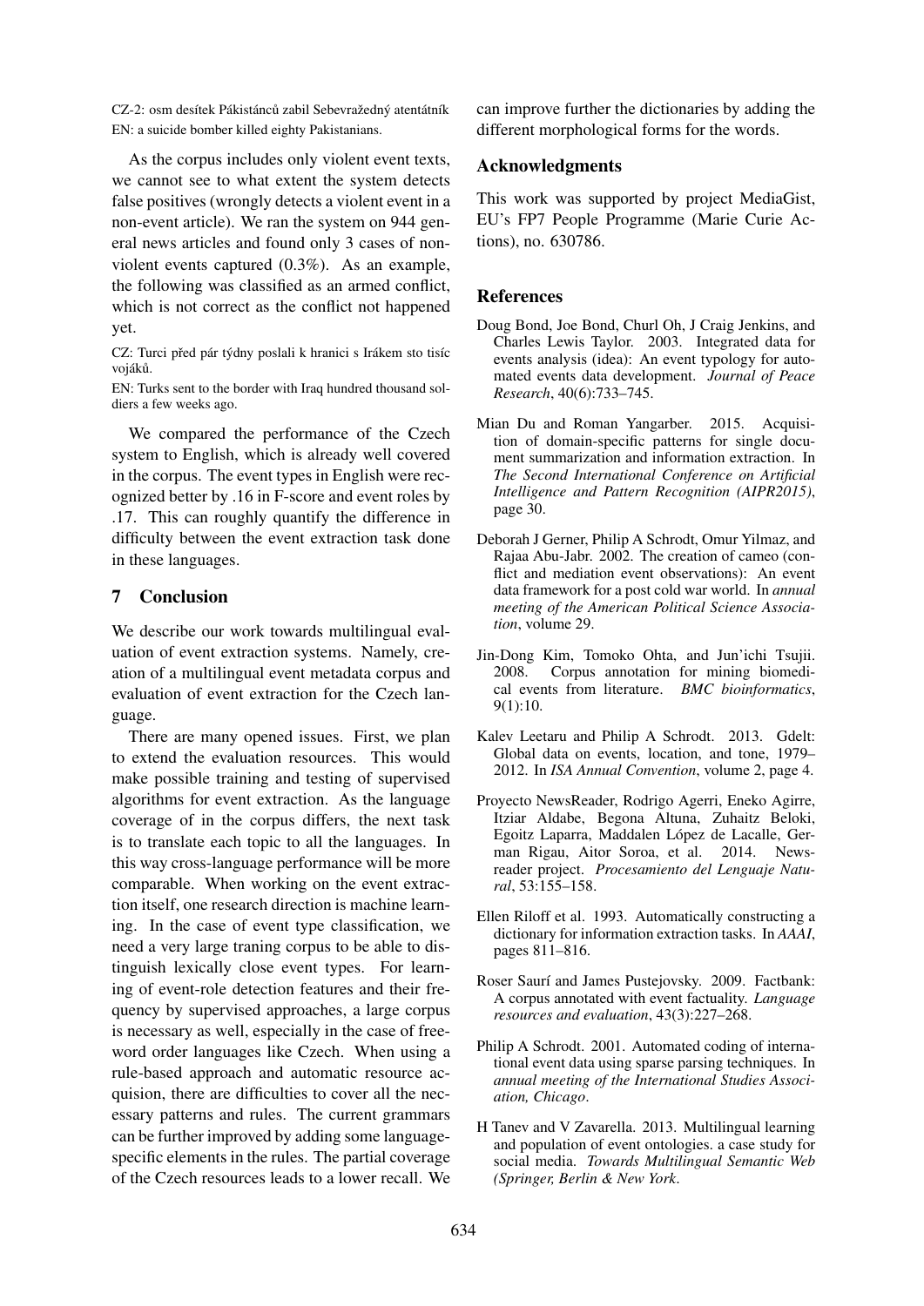CZ-2: osm desítek Pákistánců zabil Sebevražedný atentátník
EN: a suicide bomber killed eighty Pakistanians.

As the corpus includes only violent event texts, we cannot see to what extent the system detects false positives (wrongly detects a violent event in a non-event article). We ran the system on 944 general news articles and found only 3 cases of non-violent events captured (0.3%). As an example, the following was classified as an armed conflict, which is not correct as the conflict not happened yet.

CZ: Turci před pár týdny poslali k hranici s Irákem sto tisíc vojáků.

EN: Turks sent to the border with Iraq hundred thousand soldiers a few weeks ago.

We compared the performance of the Czech system to English, which is already well covered in the corpus. The event types in English were recognized better by .16 in F-score and event roles by .17. This can roughly quantify the difference in difficulty between the event extraction task done in these languages.

## 7 Conclusion

We describe our work towards multilingual evaluation of event extraction systems. Namely, creation of a multilingual event metadata corpus and evaluation of event extraction for the Czech language.

There are many opened issues. First, we plan to extend the evaluation resources. This would make possible training and testing of supervised algorithms for event extraction. As the language coverage of in the corpus differs, the next task is to translate each topic to all the languages. In this way cross-language performance will be more comparable. When working on the event extraction itself, one research direction is machine learning. In the case of event type classification, we need a very large traning corpus to be able to distinguish lexically close event types. For learning of event-role detection features and their frequency by supervised approaches, a large corpus is necessary as well, especially in the case of free-word order languages like Czech. When using a rule-based approach and automatic resource acquisition, there are difficulties to cover all the necessary patterns and rules. The current grammars can be further improved by adding some language-specific elements in the rules. The partial coverage of the Czech resources leads to a lower recall. We can improve further the dictionaries by adding the different morphological forms for the words.

## Acknowledgments

This work was supported by project MediaGist, EU's FP7 People Programme (Marie Curie Actions), no. 630786.

## References

Doug Bond, Joe Bond, Churl Oh, J Craig Jenkins, and Charles Lewis Taylor. 2003. Integrated data for events analysis (idea): An event typology for automated events data development. *Journal of Peace Research*, 40(6):733–745.

Mian Du and Roman Yangarber. 2015. Acquisition of domain-specific patterns for single document summarization and information extraction. In *The Second International Conference on Artificial Intelligence and Pattern Recognition (AIPR2015)*, page 30.

Deborah J Gerner, Philip A Schrodt, Omur Yilmaz, and Rajaa Abu-Jabr. 2002. The creation of cameo (conflict and mediation event observations): An event data framework for a post cold war world. In *annual meeting of the American Political Science Association*, volume 29.

Jin-Dong Kim, Tomoko Ohta, and Jun'ichi Tsujii. 2008. Corpus annotation for mining biomedical events from literature. *BMC bioinformatics*, 9(1):10.

Kalev Leetaru and Philip A Schrodt. 2013. Gdelt: Global data on events, location, and tone, 1979–2012. In *ISA Annual Convention*, volume 2, page 4.

Proyecto NewsReader, Rodrigo Agerri, Eneko Agirre, Itziar Aldabe, Begona Altuna, Zuhaitz Beloki, Egoitz Laparra, Maddalen López de Lacalle, German Rigau, Aitor Soroa, et al. 2014. Newsreader project. *Procesamiento del Lenguaje Natural*, 53:155–158.

Ellen Riloff et al. 1993. Automatically constructing a dictionary for information extraction tasks. In *AAAI*, pages 811–816.

Roser Saurí and James Pustejovsky. 2009. Factbank: A corpus annotated with event factuality. *Language resources and evaluation*, 43(3):227–268.

Philip A Schrodt. 2001. Automated coding of international event data using sparse parsing techniques. In *annual meeting of the International Studies Association, Chicago*.

H Tanev and V Zavarella. 2013. Multilingual learning and population of event ontologies. a case study for social media. *Towards Multilingual Semantic Web (Springer, Berlin & New York*.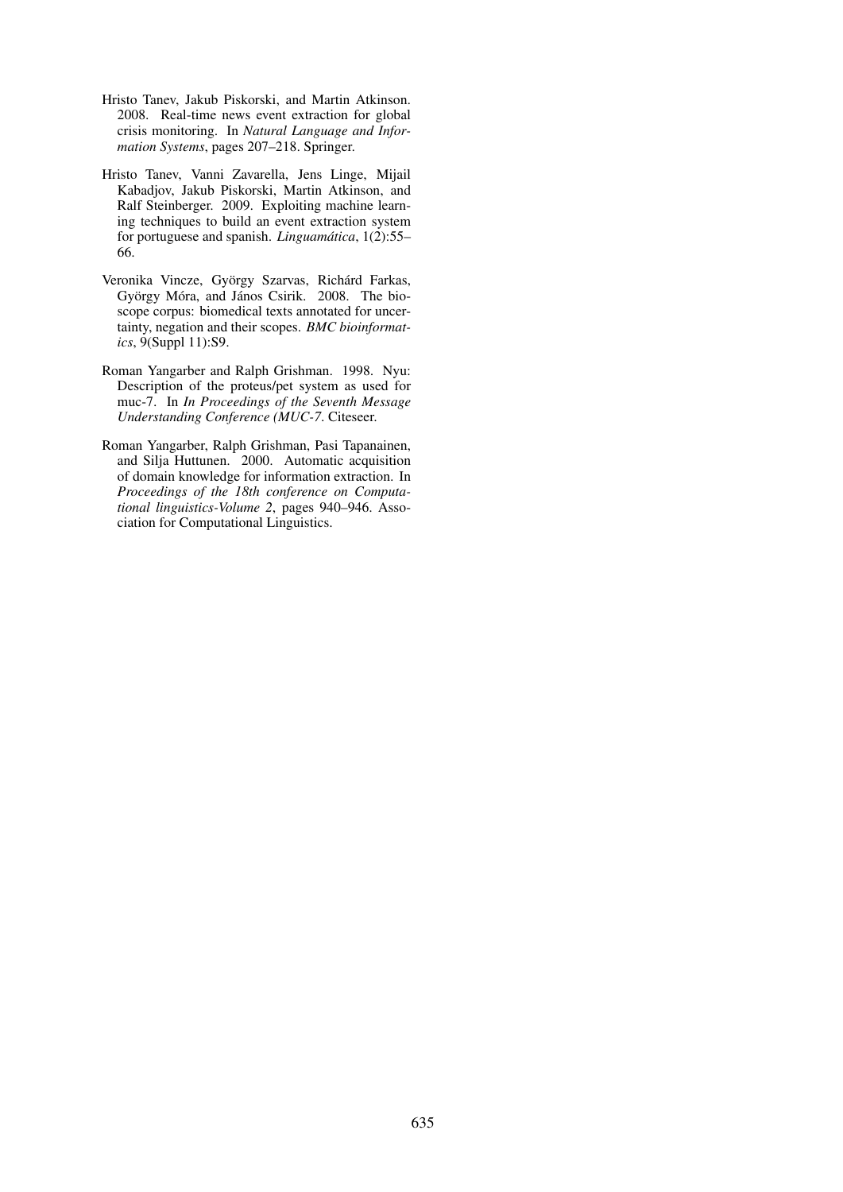Hristo Tanev, Jakub Piskorski, and Martin Atkinson. 2008. Real-time news event extraction for global crisis monitoring. In *Natural Language and Information Systems*, pages 207–218. Springer.

Hristo Tanev, Vanni Zavarella, Jens Linge, Mijail Kabadjov, Jakub Piskorski, Martin Atkinson, and Ralf Steinberger. 2009. Exploiting machine learning techniques to build an event extraction system for portuguese and spanish. *Linguamática*, 1(2):55–66.

Veronika Vincze, György Szarvas, Richárd Farkas, György Móra, and János Csirik. 2008. The bioscope corpus: biomedical texts annotated for uncertainty, negation and their scopes. *BMC bioinformatics*, 9(Suppl 11):S9.

Roman Yangarber and Ralph Grishman. 1998. Nyu: Description of the proteus/pet system as used for muc-7. In *In Proceedings of the Seventh Message Understanding Conference (MUC-7*. Citeseer.

Roman Yangarber, Ralph Grishman, Pasi Tapanainen, and Silja Huttunen. 2000. Automatic acquisition of domain knowledge for information extraction. In *Proceedings of the 18th conference on Computational linguistics-Volume 2*, pages 940–946. Association for Computational Linguistics.